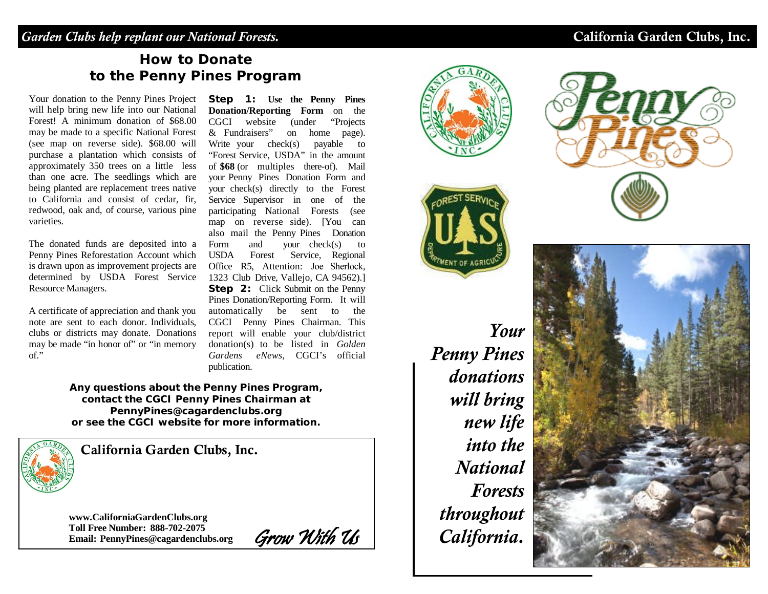*Garden Clubs help replant our National Forests.* **California Garden Clubs, Inc.**

## How to Donate to the Penny Pines Program

Your donation to the Penny Pines Project will help bring new life into our National Forest! A minimum donation of $68.00 may be made to a specific National Forest (see map on reverse side). $68.00 will purchase a plantation which consists of approximately 350 trees on a little less than one acre. The seedlings which are being planted are replacement trees native to California and consist of cedar, fir, redwood, oak and, of course, various pine varieties.

The donated funds are deposited into a Penny Pines Reforestation Account which is drawn upon as improvement projects are determined by USDA Forest Service Resource Managers.

A certificate of appreciation and thank you note are sent to each donor. Individuals, clubs or districts may donate. Donations may be made "in honor of" or "in memory of."

**Step 1: Use the Penny Pines Donation/Reporting Form** on the CGCI website (under "Projects & Fundraisers" on home page). Write your check(s) payable to "Forest Service, USDA" in the amount of **$68** (or multiples there-of). Mail your Penny Pines Donation Form and your check(s) directly to the Forest Service Supervisor in one of the participating National Forests (see map on reverse side). [You can also mail the Penny Pines Donation Form and your check(s) to USDA Forest Service, Regional Office R5, Attention: Joe Sherlock, 1323 Club Drive, Vallejo, CA 94562).]

**Step 2:** Click Submit on the Penny Pines Donation/Reporting Form. It will automatically be sent to the CGCI Penny Pines Chairman. This report will enable your club/district donation(s) to be listed in *Golden Gardens eNews*, CGCI's official publication.

**Any questions about the Penny Pines Program, contact the CGCI Penny Pines Chairman at PennyPines@cagardenclubs.org or see the CGCI website for more information.**

**California Garden Clubs, Inc.**

**www.CaliforniaGardenClubs.org**
**Toll Free Number: 888-702-2075**
**Email: PennyPines@cagardenclubs.org**

*Grow With Us*

*Your Penny Pines donations will bring new life into the National Forests throughout California.*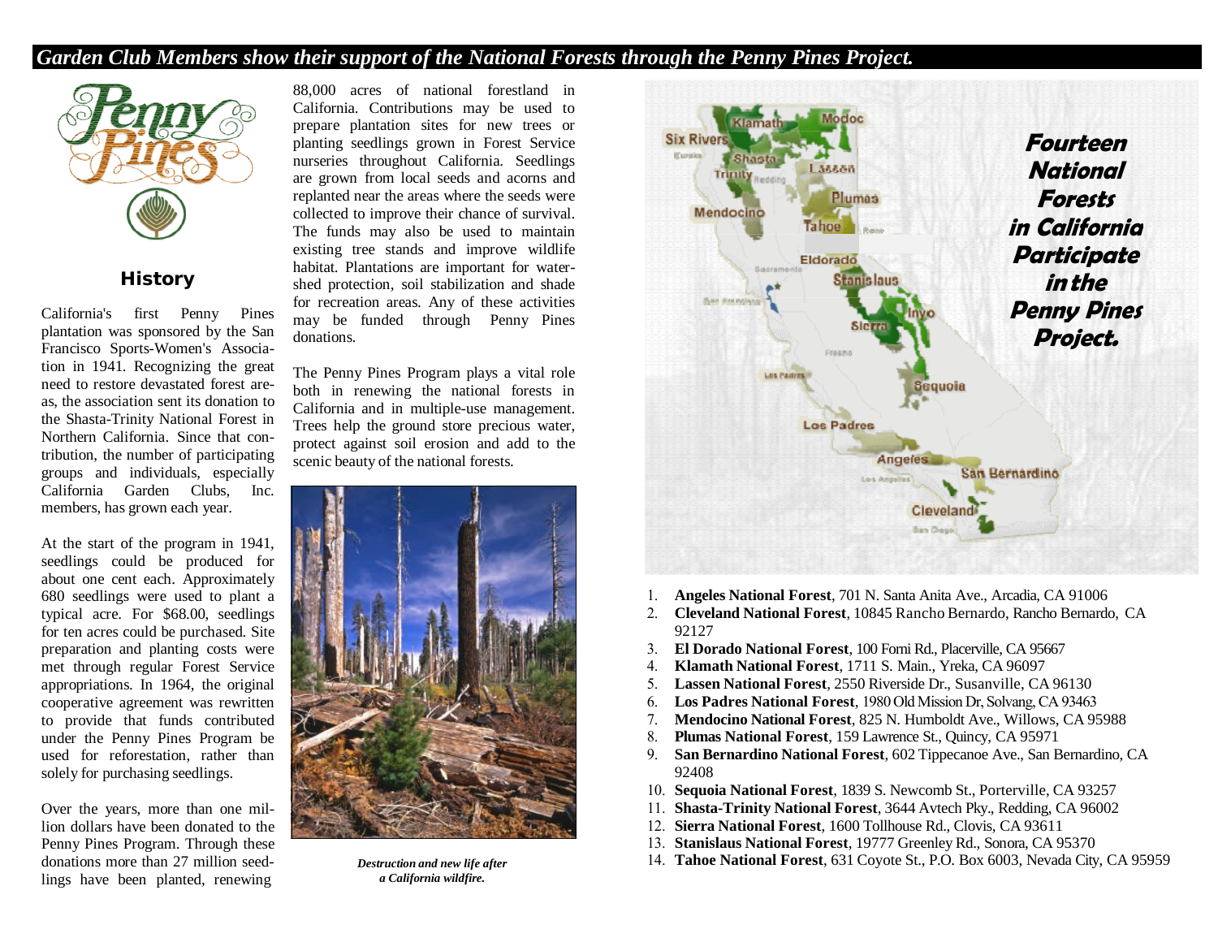## *Garden Club Members show their support of the National Forests through the Penny Pines Project.*

Penny Pines

### History

California's first Penny Pines plantation was sponsored by the San Francisco Sports-Women's Association in 1941. Recognizing the great need to restore devastated forest areas, the association sent its donation to the Shasta-Trinity National Forest in Northern California. Since that contribution, the number of participating groups and individuals, especially California Garden Clubs, Inc. members, has grown each year.

At the start of the program in 1941, seedlings could be produced for about one cent each. Approximately 680 seedlings were used to plant a typical acre. For $68.00, seedlings for ten acres could be purchased. Site preparation and planting costs were met through regular Forest Service appropriations. In 1964, the original cooperative agreement was rewritten to provide that funds contributed under the Penny Pines Program be used for reforestation, rather than solely for purchasing seedlings.

Over the years, more than one million dollars have been donated to the Penny Pines Program. Through these donations more than 27 million seedlings have been planted, renewing 88,000 acres of national forestland in California. Contributions may be used to prepare plantation sites for new trees or planting seedlings grown in Forest Service nurseries throughout California. Seedlings are grown from local seeds and acorns and replanted near the areas where the seeds were collected to improve their chance of survival. The funds may also be used to maintain existing tree stands and improve wildlife habitat. Plantations are important for watershed protection, soil stabilization and shade for recreation areas. Any of these activities may be funded through Penny Pines donations.

The Penny Pines Program plays a vital role both in renewing the national forests in California and in multiple-use management. Trees help the ground store precious water, protect against soil erosion and add to the scenic beauty of the national forests.

*Destruction and new life after a California wildfire.*

**Fourteen National Forests in California Participate in the Penny Pines Project.**

1. **Angeles National Forest**, 701 N. Santa Anita Ave., Arcadia, CA 91006
2. **Cleveland National Forest**, 10845 Rancho Bernardo, Rancho Bernardo, CA 92127
3. **El Dorado National Forest**, 100 Forni Rd., Placerville, CA 95667
4. **Klamath National Forest**, 1711 S. Main., Yreka, CA 96097
5. **Lassen National Forest**, 2550 Riverside Dr., Susanville, CA 96130
6. **Los Padres National Forest**, 1980 Old Mission Dr, Solvang, CA 93463
7. **Mendocino National Forest**, 825 N. Humboldt Ave., Willows, CA 95988
8. **Plumas National Forest**, 159 Lawrence St., Quincy, CA 95971
9. **San Bernardino National Forest**, 602 Tippecanoe Ave., San Bernardino, CA 92408
10. **Sequoia National Forest**, 1839 S. Newcomb St., Porterville, CA 93257
11. **Shasta-Trinity National Forest**, 3644 Avtech Pky., Redding, CA 96002
12. **Sierra National Forest**, 1600 Tollhouse Rd., Clovis, CA 93611
13. **Stanislaus National Forest**, 19777 Greenley Rd., Sonora, CA 95370
14. **Tahoe National Forest**, 631 Coyote St., P.O. Box 6003, Nevada City, CA 95959